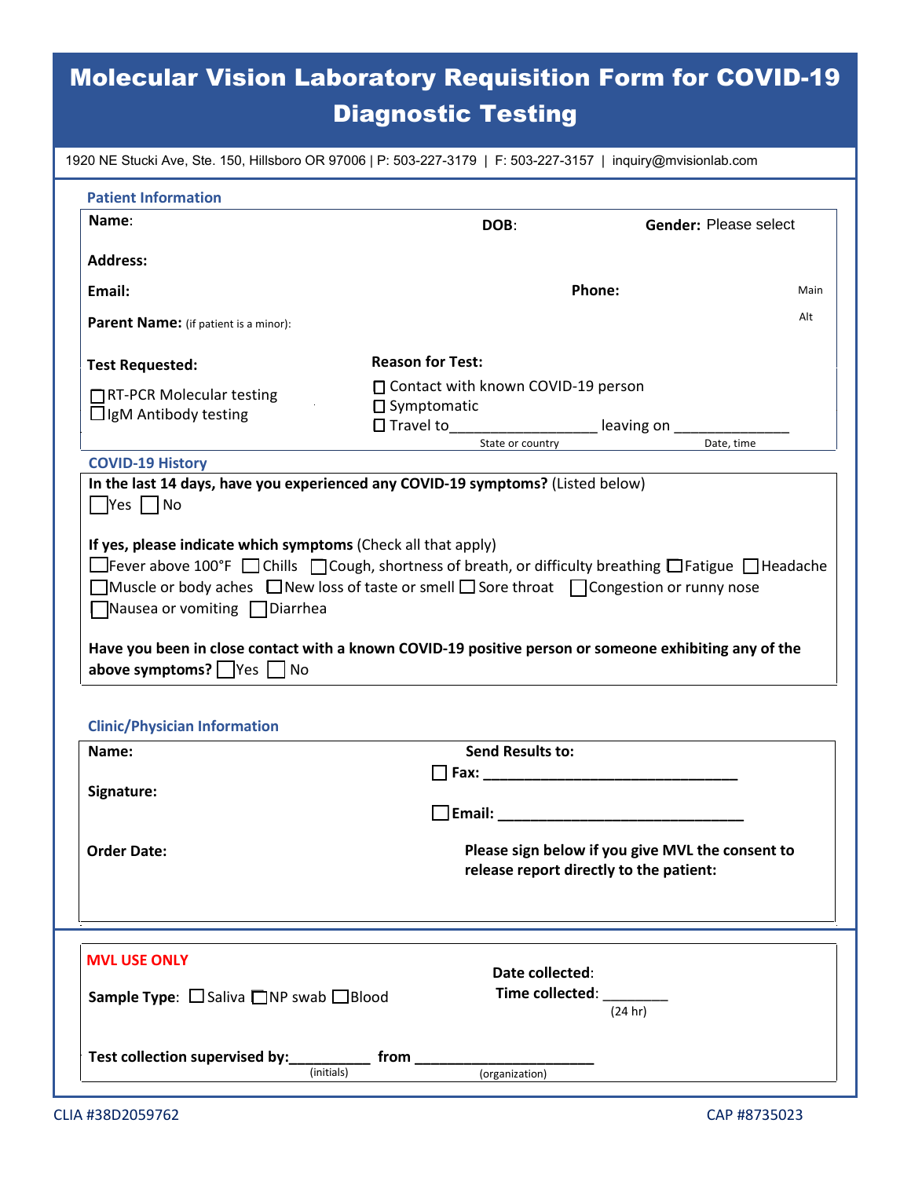# Molecular Vision Laboratory Requisition Form for COVID-19 Diagnostic Testing

1920 NE Stucki Ave, Ste. 150, Hillsboro OR 97006 | P: 503-227-3179 | F: 503-227-3157 | inquiry@mvisionlab.com

## Patient Information

**Name**: **DOB**: **Gender:** Please select

**Address:**

**Email:** **Phone:** Main

Alt

**Parent Name:** (if patient is a minor):

**Test Requested:**

- ☐ RT-PCR Molecular testing
- ☐ IgM Antibody testing

**Reason for Test:**

- ☐ Contact with known COVID-19 person
- ☐ Symptomatic
- ☐ Travel to__________________ leaving on ______________
  (State or country) (Date, time)

## COVID-19 History

**In the last 14 days, have you experienced any COVID-19 symptoms?** (Listed below)

☐ Yes ☐ No

**If yes, please indicate which symptoms** (Check all that apply)

☐ Fever above 100°F ☐ Chills ☐ Cough, shortness of breath, or difficulty breathing ☐ Fatigue ☐ Headache ☐ Muscle or body aches ☐ New loss of taste or smell ☐ Sore throat ☐ Congestion or runny nose ☐ Nausea or vomiting ☐ Diarrhea

**Have you been in close contact with a known COVID-19 positive person or someone exhibiting any of the above symptoms?** ☐ Yes ☐ No

## Clinic/Physician Information

**Name:**

**Signature:**

**Order Date:**

**Send Results to:**

☐ **Fax: ______________________________**

☐ **Email: ______________________________**

**Please sign below if you give MVL the consent to release report directly to the patient:**

## MVL USE ONLY

**Sample Type**: ☐ Saliva ☐ NP swab ☐ Blood

**Date collected**:

**Time collected**: ________ (24 hr)

**Test collection supervised by:**__________ (initials) **from** ______________________ (organization)

CLIA #38D2059762

CAP #8735023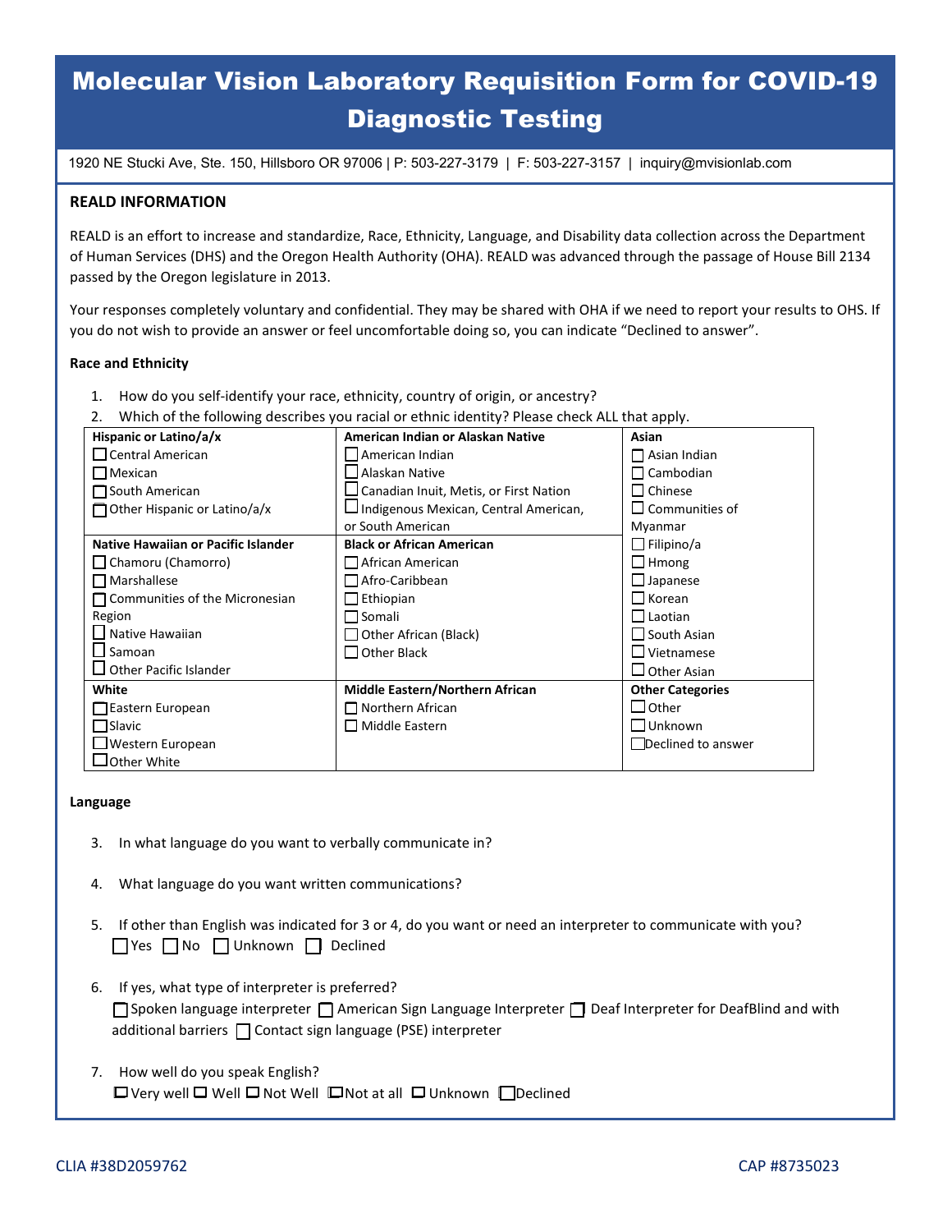# Molecular Vision Laboratory Requisition Form for COVID-19 Diagnostic Testing

1920 NE Stucki Ave, Ste. 150, Hillsboro OR 97006 | P: 503-227-3179 | F: 503-227-3157 | inquiry@mvisionlab.com

## REALD INFORMATION

REALD is an effort to increase and standardize, Race, Ethnicity, Language, and Disability data collection across the Department of Human Services (DHS) and the Oregon Health Authority (OHA). REALD was advanced through the passage of House Bill 2134 passed by the Oregon legislature in 2013.

Your responses completely voluntary and confidential. They may be shared with OHA if we need to report your results to OHS. If you do not wish to provide an answer or feel uncomfortable doing so, you can indicate "Declined to answer".

### Race and Ethnicity

1. How do you self-identify your race, ethnicity, country of origin, or ancestry?
2. Which of the following describes you racial or ethnic identity? Please check ALL that apply.

| **Hispanic or Latino/a/x** | **American Indian or Alaskan Native** | **Asian** |
|---|---|---|
| ☐ Central American<br>☐ Mexican<br>☐ South American<br>☐ Other Hispanic or Latino/a/x | ☐ American Indian<br>☐ Alaskan Native<br>☐ Canadian Inuit, Metis, or First Nation<br>☐ Indigenous Mexican, Central American, or South American | ☐ Asian Indian<br>☐ Cambodian<br>☐ Chinese<br>☐ Communities of Myanmar<br>☐ Filipino/a<br>☐ Hmong<br>☐ Japanese<br>☐ Korean<br>☐ Laotian<br>☐ South Asian<br>☐ Vietnamese<br>☐ Other Asian |
| **Native Hawaiian or Pacific Islander** | **Black or African American** | |
| ☐ Chamoru (Chamorro)<br>☐ Marshallese<br>☐ Communities of the Micronesian Region<br>☐ Native Hawaiian<br>☐ Samoan<br>☐ Other Pacific Islander | ☐ African American<br>☐ Afro-Caribbean<br>☐ Ethiopian<br>☐ Somali<br>☐ Other African (Black)<br>☐ Other Black | |
| **White** | **Middle Eastern/Northern African** | **Other Categories** |
| ☐ Eastern European<br>☐ Slavic<br>☐ Western European<br>☐ Other White | ☐ Northern African<br>☐ Middle Eastern | ☐ Other<br>☐ Unknown<br>☐ Declined to answer |

### Language

3. In what language do you want to verbally communicate in?

4. What language do you want written communications?

5. If other than English was indicated for 3 or 4, do you want or need an interpreter to communicate with you?
   ☐ Yes ☐ No ☐ Unknown ☐ Declined

6. If yes, what type of interpreter is preferred?
   ☐ Spoken language interpreter ☐ American Sign Language Interpreter ☐ Deaf Interpreter for DeafBlind and with additional barriers ☐ Contact sign language (PSE) interpreter

7. How well do you speak English?
   ☐ Very well ☐ Well ☐ Not Well ☐ Not at all ☐ Unknown ☐ Declined

CLIA #38D2059762 CAP #8735023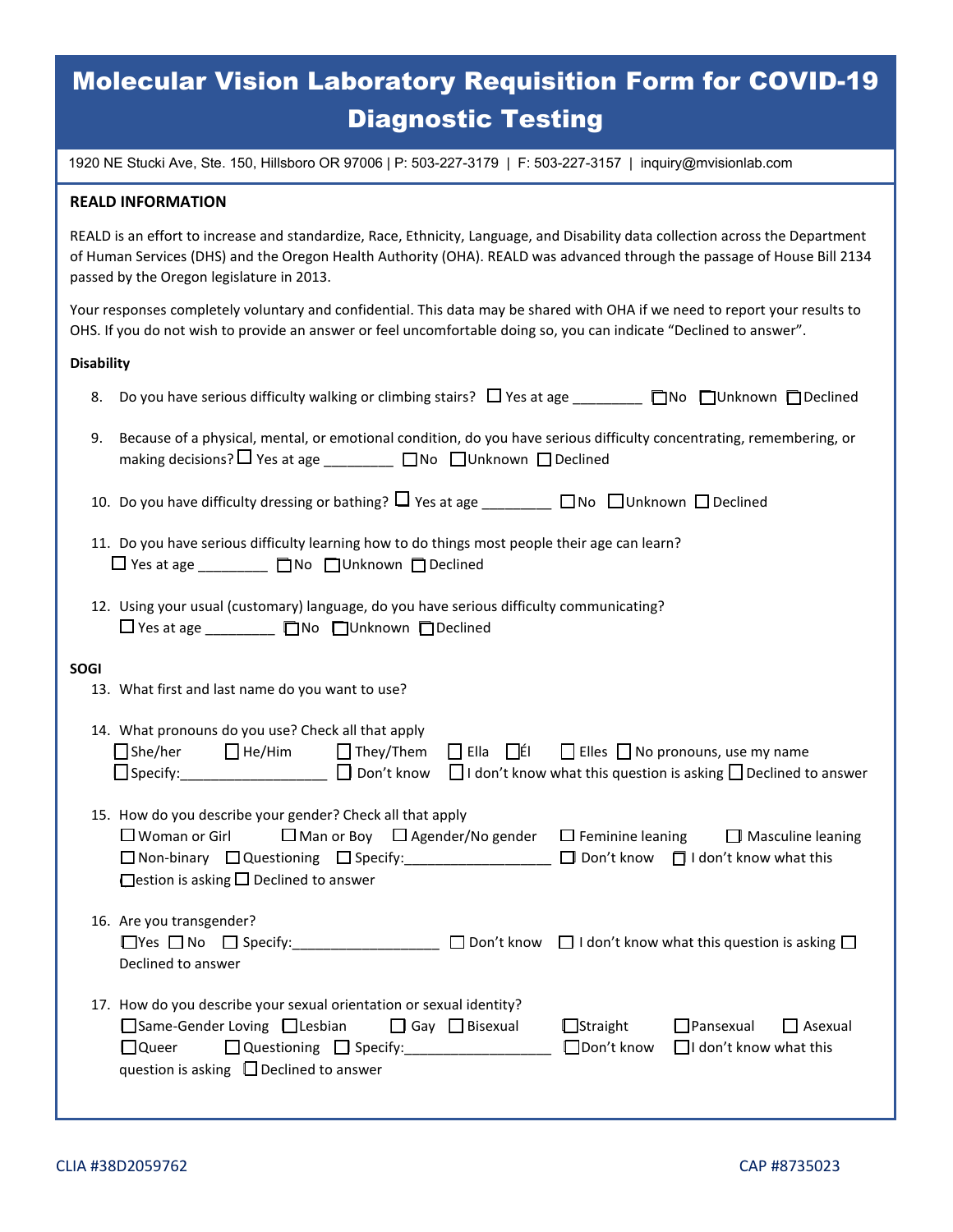# Molecular Vision Laboratory Requisition Form for COVID-19 Diagnostic Testing

1920 NE Stucki Ave, Ste. 150, Hillsboro OR 97006 | P: 503-227-3179 | F: 503-227-3157 | inquiry@mvisionlab.com

## REALD INFORMATION

REALD is an effort to increase and standardize, Race, Ethnicity, Language, and Disability data collection across the Department of Human Services (DHS) and the Oregon Health Authority (OHA). REALD was advanced through the passage of House Bill 2134 passed by the Oregon legislature in 2013.

Your responses completely voluntary and confidential. This data may be shared with OHA if we need to report your results to OHS. If you do not wish to provide an answer or feel uncomfortable doing so, you can indicate “Declined to answer”.

### Disability

8. Do you have serious difficulty walking or climbing stairs? ☐ Yes at age _________ ☐ No ☐ Unknown ☐ Declined

9. Because of a physical, mental, or emotional condition, do you have serious difficulty concentrating, remembering, or making decisions? ☐ Yes at age _________ ☐ No ☐ Unknown ☐ Declined

10. Do you have difficulty dressing or bathing? ☐ Yes at age _________ ☐ No ☐ Unknown ☐ Declined

11. Do you have serious difficulty learning how to do things most people their age can learn?
    ☐ Yes at age _________ ☐ No ☐ Unknown ☐ Declined

12. Using your usual (customary) language, do you have serious difficulty communicating?
    ☐ Yes at age _________ ☐ No ☐ Unknown ☐ Declined

### SOGI

13. What first and last name do you want to use?

14. What pronouns do you use? Check all that apply
    ☐ She/her ☐ He/Him ☐ They/Them ☐ Ella ☐ Él ☐ Elles ☐ No pronouns, use my name
    ☐ Specify:___________________ ☐ Don't know ☐ I don't know what this question is asking ☐ Declined to answer

15. How do you describe your gender? Check all that apply
    ☐ Woman or Girl ☐ Man or Boy ☐ Agender/No gender ☐ Feminine leaning ☐ Masculine leaning
    ☐ Non-binary ☐ Questioning ☐ Specify:___________________ ☐ Don't know ☐ I don't know what this ☐estion is asking ☐ Declined to answer

16. Are you transgender?
    ☐ Yes ☐ No ☐ Specify:___________________ ☐ Don't know ☐ I don't know what this question is asking ☐ Declined to answer

17. How do you describe your sexual orientation or sexual identity?
    ☐ Same-Gender Loving ☐ Lesbian ☐ Gay ☐ Bisexual ☐ Straight ☐ Pansexual ☐ Asexual
    ☐ Queer ☐ Questioning ☐ Specify:___________________ ☐ Don't know ☐ I don't know what this question is asking ☐ Declined to answer

CLIA #38D2059762

CAP #8735023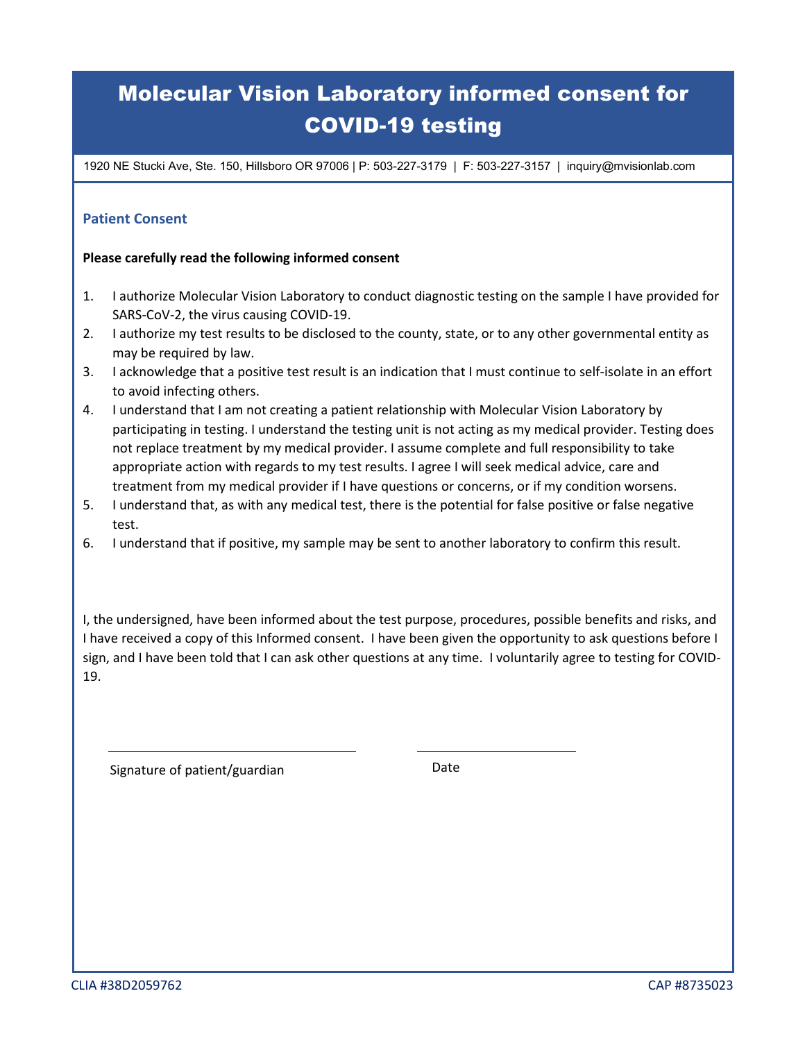# Molecular Vision Laboratory informed consent for COVID-19 testing

1920 NE Stucki Ave, Ste. 150, Hillsboro OR 97006 | P: 503-227-3179 | F: 503-227-3157 | inquiry@mvisionlab.com

## Patient Consent

**Please carefully read the following informed consent**

1. I authorize Molecular Vision Laboratory to conduct diagnostic testing on the sample I have provided for SARS-CoV-2, the virus causing COVID-19.
2. I authorize my test results to be disclosed to the county, state, or to any other governmental entity as may be required by law.
3. I acknowledge that a positive test result is an indication that I must continue to self-isolate in an effort to avoid infecting others.
4. I understand that I am not creating a patient relationship with Molecular Vision Laboratory by participating in testing. I understand the testing unit is not acting as my medical provider. Testing does not replace treatment by my medical provider. I assume complete and full responsibility to take appropriate action with regards to my test results. I agree I will seek medical advice, care and treatment from my medical provider if I have questions or concerns, or if my condition worsens.
5. I understand that, as with any medical test, there is the potential for false positive or false negative test.
6. I understand that if positive, my sample may be sent to another laboratory to confirm this result.

I, the undersigned, have been informed about the test purpose, procedures, possible benefits and risks, and I have received a copy of this Informed consent. I have been given the opportunity to ask questions before I sign, and I have been told that I can ask other questions at any time. I voluntarily agree to testing for COVID-19.

\_\_\_\_\_\_\_\_\_\_\_\_\_\_\_\_\_\_\_\_\_\_\_\_\_\_\_\_\_\_ \_\_\_\_\_\_\_\_\_\_\_\_\_\_\_\_\_\_\_\_

Signature of patient/guardian Date

CLIA #38D2059762 CAP #8735023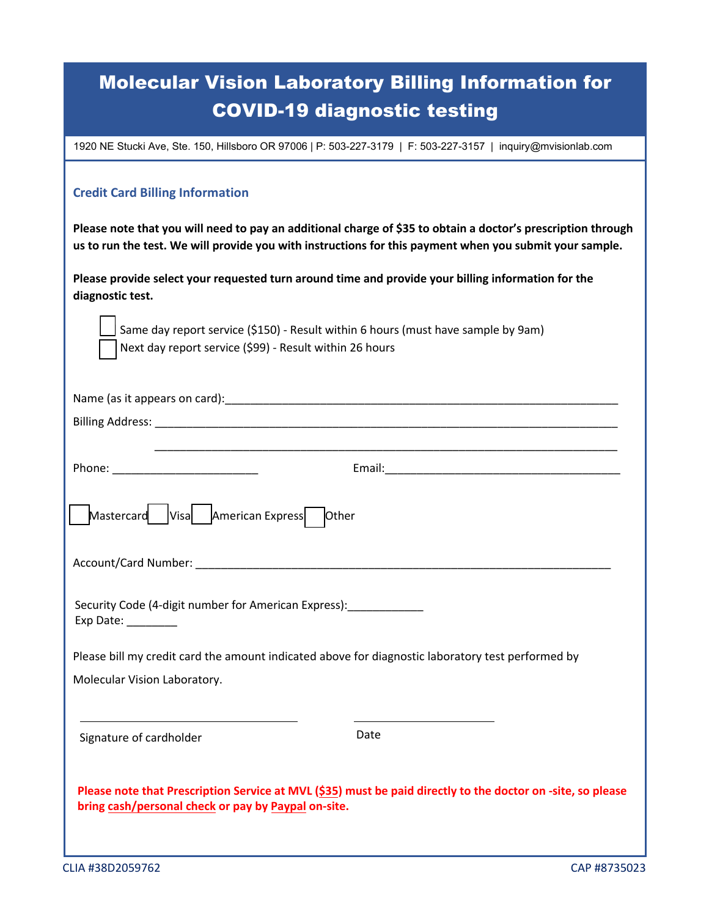# Molecular Vision Laboratory Billing Information for COVID-19 diagnostic testing

1920 NE Stucki Ave, Ste. 150, Hillsboro OR 97006 | P: 503-227-3179 | F: 503-227-3157 | inquiry@mvisionlab.com

## Credit Card Billing Information

**Please note that you will need to pay an additional charge of $35 to obtain a doctor's prescription through us to run the test. We will provide you with instructions for this payment when you submit your sample.**

**Please provide select your requested turn around time and provide your billing information for the diagnostic test.**

- ☐ Same day report service ($150) - Result within 6 hours (must have sample by 9am)
- ☐ Next day report service ($99) - Result within 26 hours

Name (as it appears on card):_______________________________________________________________

Billing Address: ___________________________________________________________________________

___________________________________________________________________________

Phone: ______________________ Email:_____________________________________

☐ Mastercard ☐ Visa ☐ American Express ☐ Other

Account/Card Number: _______________________________________________________________

Security Code (4-digit number for American Express):____________

Exp Date: ________

Please bill my credit card the amount indicated above for diagnostic laboratory test performed by Molecular Vision Laboratory.

_________________________________ _______________________

Signature of cardholder Date

**Please note that Prescription Service at MVL (<u>$35</u>) must be paid directly to the doctor on -site, so please bring <u>cash/personal check</u> or pay by <u>Paypal</u> on-site.**

CLIA #38D2059762 CAP #8735023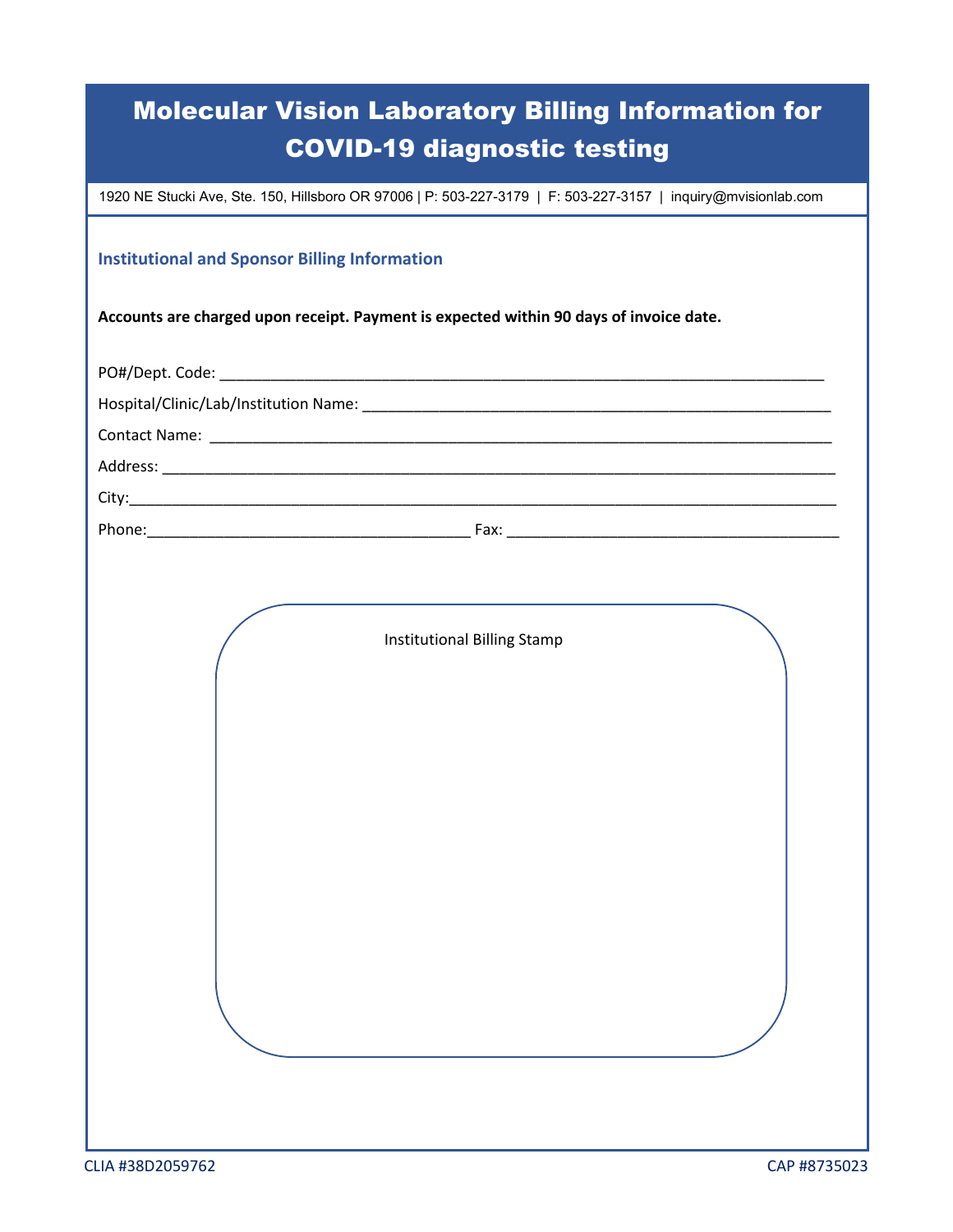# Molecular Vision Laboratory Billing Information for COVID-19 diagnostic testing

1920 NE Stucki Ave, Ste. 150, Hillsboro OR 97006 | P: 503-227-3179 | F: 503-227-3157 | inquiry@mvisionlab.com

## Institutional and Sponsor Billing Information

**Accounts are charged upon receipt. Payment is expected within 90 days of invoice date.**

PO#/Dept. Code: ___________________________________________________________________________

Hospital/Clinic/Lab/Institution Name: ___________________________________________________________

Contact Name: _____________________________________________________________________________

Address: __________________________________________________________________________________

City:_____________________________________________________________________________________

Phone:______________________________________ Fax: _______________________________________

Institutional Billing Stamp

CLIA #38D2059762

CAP #8735023